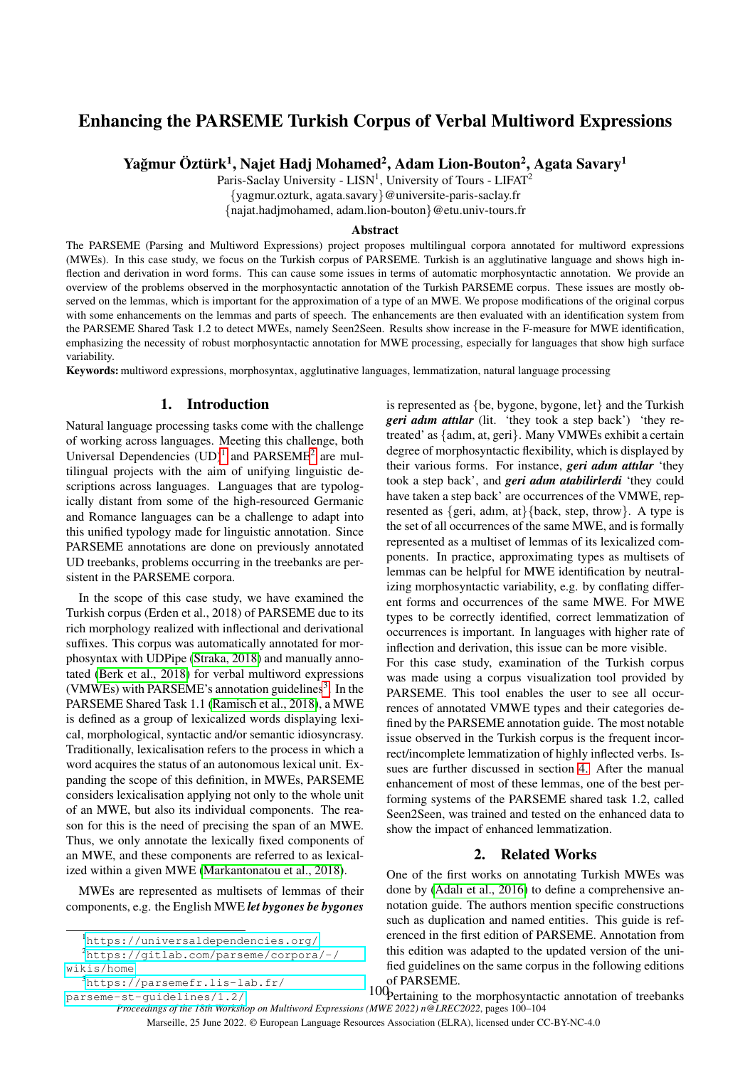# Enhancing the PARSEME Turkish Corpus of Verbal Multiword Expressions

**Yağmur Öztürk[1], Najet Hadj Mohamed[2], Adam Lion-Bouton[2], Agata Savary[1]**

Paris-Saclay University - LISN[1], University of Tours - LIFAT[2]
{yagmur.ozturk, agata.savary}@universite-paris-saclay.fr
{najat.hadjmohamed, adam.lion-bouton}@etu.univ-tours.fr

## Abstract

The PARSEME (Parsing and Multiword Expressions) project proposes multilingual corpora annotated for multiword expressions (MWEs). In this case study, we focus on the Turkish corpus of PARSEME. Turkish is an agglutinative language and shows high inflection and derivation in word forms. This can cause some issues in terms of automatic morphosyntactic annotation. We provide an overview of the problems observed in the morphosyntactic annotation of the Turkish PARSEME corpus. These issues are mostly observed on the lemmas, which is important for the approximation of a type of an MWE. We propose modifications of the original corpus with some enhancements on the lemmas and parts of speech. The enhancements are then evaluated with an identification system from the PARSEME Shared Task 1.2 to detect MWEs, namely Seen2Seen. Results show increase in the F-measure for MWE identification, emphasizing the necessity of robust morphosyntactic annotation for MWE processing, especially for languages that show high surface variability.

**Keywords:** multiword expressions, morphosyntax, agglutinative languages, lemmatization, natural language processing

## 1. Introduction

Natural language processing tasks come with the challenge of working across languages. Meeting this challenge, both Universal Dependencies (UD)[1] and PARSEME[2] are multilingual projects with the aim of unifying linguistic descriptions across languages. Languages that are typologically distant from some of the high-resourced Germanic and Romance languages can be a challenge to adapt into this unified typology made for linguistic annotation. Since PARSEME annotations are done on previously annotated UD treebanks, problems occurring in the treebanks are persistent in the PARSEME corpora.

In the scope of this case study, we have examined the Turkish corpus (Erden et al., 2018) of PARSEME due to its rich morphology realized with inflectional and derivational suffixes. This corpus was automatically annotated for morphosyntax with UDPipe (Straka, 2018) and manually annotated (Berk et al., 2018) for verbal multiword expressions (VMWEs) with PARSEME's annotation guidelines[3]. In the PARSEME Shared Task 1.1 (Ramisch et al., 2018), a MWE is defined as a group of lexicalized words displaying lexical, morphological, syntactic and/or semantic idiosyncrasy. Traditionally, lexicalisation refers to the process in which a word acquires the status of an autonomous lexical unit. Expanding the scope of this definition, in MWEs, PARSEME considers lexicalisation applying not only to the whole unit of an MWE, but also its individual components. The reason for this is the need of precising the span of an MWE. Thus, we only annotate the lexically fixed components of an MWE, and these components are referred to as lexicalized within a given MWE (Markantonatou et al., 2018).

MWEs are represented as multisets of lemmas of their components, e.g. the English MWE ***let bygones be bygones*** is represented as {be, bygone, bygone, let} and the Turkish ***geri adım attılar*** (lit. 'they took a step back') 'they retreated' as {adım, at, geri}. Many VMWEs exhibit a certain degree of morphosyntactic flexibility, which is displayed by their various forms. For instance, ***geri adım attılar*** 'they took a step back', and ***geri adım atabilirlerdi*** 'they could have taken a step back' are occurrences of the VMWE, represented as {geri, adım, at}{back, step, throw}. A type is the set of all occurrences of the same MWE, and is formally represented as a multiset of lemmas of its lexicalized components. In practice, approximating types as multisets of lemmas can be helpful for MWE identification by neutralizing morphosyntactic variability, e.g. by conflating different forms and occurrences of the same MWE. For MWE types to be correctly identified, correct lemmatization of occurrences is important. In languages with higher rate of inflection and derivation, this issue can be more visible.

For this case study, examination of the Turkish corpus was made using a corpus visualization tool provided by PARSEME. This tool enables the user to see all occurrences of annotated VMWE types and their categories defined by the PARSEME annotation guide. The most notable issue observed in the Turkish corpus is the frequent incorrect/incomplete lemmatization of highly inflected verbs. Issues are further discussed in section 4. After the manual enhancement of most of these lemmas, one of the best performing systems of the PARSEME shared task 1.2, called Seen2Seen, was trained and tested on the enhanced data to show the impact of enhanced lemmatization.

## 2. Related Works

One of the first works on annotating Turkish MWEs was done by (Adalı et al., 2016) to define a comprehensive annotation guide. The authors mention specific constructions such as duplication and named entities. This guide is referenced in the first edition of PARSEME. Annotation from this edition was adapted to the updated version of the unified guidelines on the same corpus in the following editions of PARSEME.

Pertaining to the morphosyntactic annotation of treebanks

[1] https://universaldependencies.org/

[2] https://gitlab.com/parseme/corpora/-/wikis/home

[3] https://parsemefr.lis-lab.fr/parseme-st-guidelines/1.2/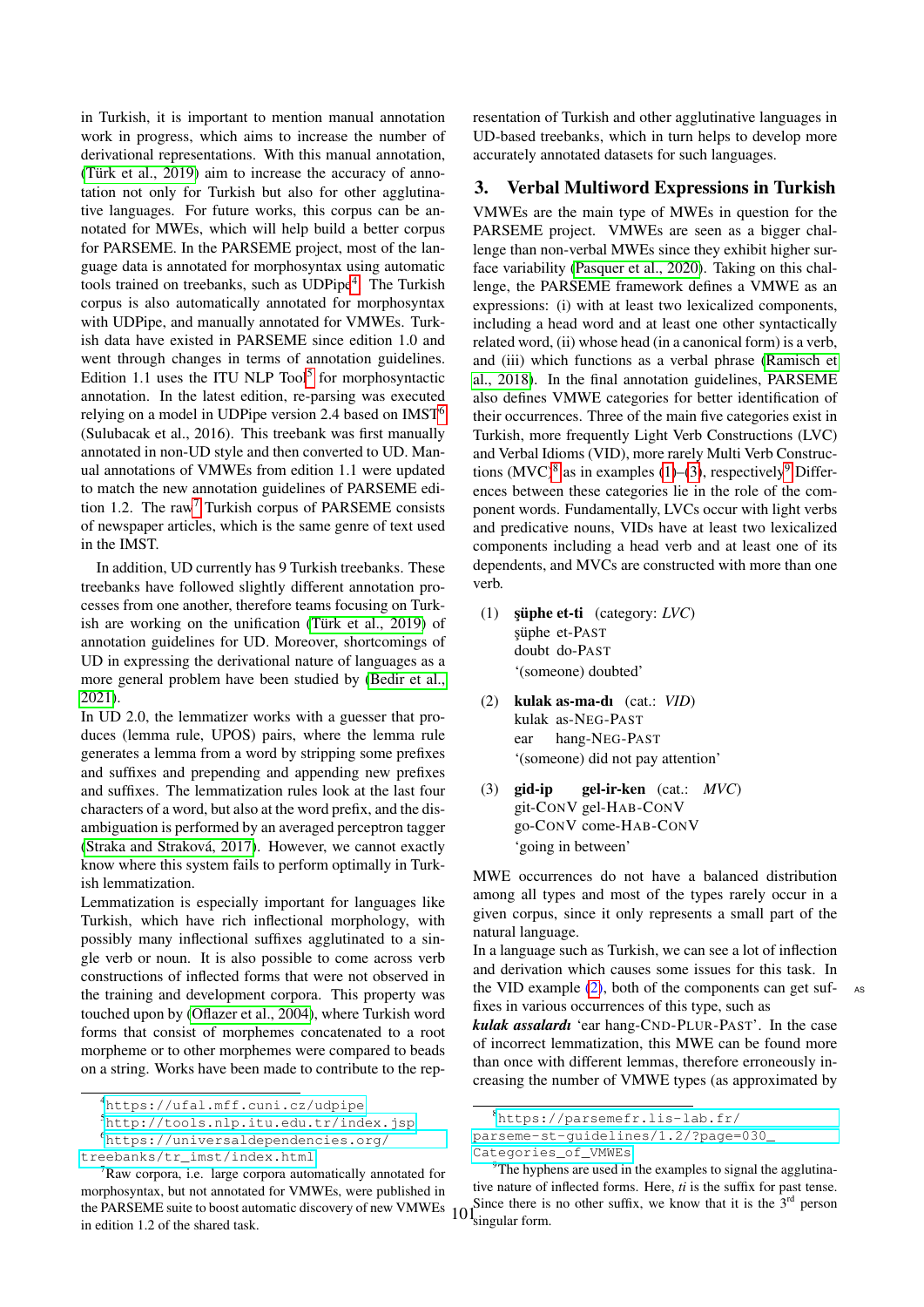in Turkish, it is important to mention manual annotation work in progress, which aims to increase the number of derivational representations. With this manual annotation, (Türk et al., 2019) aim to increase the accuracy of annotation not only for Turkish but also for other agglutinative languages. For future works, this corpus can be annotated for MWEs, which will help build a better corpus for PARSEME. In the PARSEME project, most of the language data is annotated for morphosyntax using automatic tools trained on treebanks, such as UDPipe[4]. The Turkish corpus is also automatically annotated for morphosyntax with UDPipe, and manually annotated for VMWEs. Turkish data have existed in PARSEME since edition 1.0 and went through changes in terms of annotation guidelines. Edition 1.1 uses the ITU NLP Tool[5] for morphosyntactic annotation. In the latest edition, re-parsing was executed relying on a model in UDPipe version 2.4 based on IMST[6] (Sulubacak et al., 2016). This treebank was first manually annotated in non-UD style and then converted to UD. Manual annotations of VMWEs from edition 1.1 were updated to match the new annotation guidelines of PARSEME edition 1.2. The raw[7] Turkish corpus of PARSEME consists of newspaper articles, which is the same genre of text used in the IMST.

In addition, UD currently has 9 Turkish treebanks. These treebanks have followed slightly different annotation processes from one another, therefore teams focusing on Turkish are working on the unification (Türk et al., 2019) of annotation guidelines for UD. Moreover, shortcomings of UD in expressing the derivational nature of languages as a more general problem have been studied by (Bedir et al., 2021).

In UD 2.0, the lemmatizer works with a guesser that produces (lemma rule, UPOS) pairs, where the lemma rule generates a lemma from a word by stripping some prefixes and suffixes and prepending and appending new prefixes and suffixes. The lemmatization rules look at the last four characters of a word, but also at the word prefix, and the disambiguation is performed by an averaged perceptron tagger (Straka and Straková, 2017). However, we cannot exactly know where this system fails to perform optimally in Turkish lemmatization.

Lemmatization is especially important for languages like Turkish, which have rich inflectional morphology, with possibly many inflectional suffixes agglutinated to a single verb or noun. It is also possible to come across verb constructions of inflected forms that were not observed in the training and development corpora. This property was touched upon by (Oflazer et al., 2004), where Turkish word forms that consist of morphemes concatenated to a root morpheme or to other morphemes were compared to beads on a string. Works have been made to contribute to the representation of Turkish and other agglutinative languages in UD-based treebanks, which in turn helps to develop more accurately annotated datasets for such languages.

## 3. Verbal Multiword Expressions in Turkish

VMWEs are the main type of MWEs in question for the PARSEME project. VMWEs are seen as a bigger challenge than non-verbal MWEs since they exhibit higher surface variability (Pasquer et al., 2020). Taking on this challenge, the PARSEME framework defines a VMWE as an expressions: (i) with at least two lexicalized components, including a head word and at least one other syntactically related word, (ii) whose head (in a canonical form) is a verb, and (iii) which functions as a verbal phrase (Ramisch et al., 2018). In the final annotation guidelines, PARSEME also defines VMWE categories for better identification of their occurrences. Three of the main five categories exist in Turkish, more frequently Light Verb Constructions (LVC) and Verbal Idioms (VID), more rarely Multi Verb Constructions (MVC)[8] as in examples (1)–(3), respectively[9]. Differences between these categories lie in the role of the component words. Fundamentally, LVCs occur with light verbs and predicative nouns, VIDs have at least two lexicalized components including a head verb and at least one of its dependents, and MVCs are constructed with more than one verb.

(1) **şüphe et-ti** (category: *LVC*)
    şüphe et-PAST
    doubt do-PAST
    '(someone) doubted'

(2) **kulak as-ma-dı** (cat.: *VID*)
    kulak as-NEG-PAST
    ear hang-NEG-PAST
    '(someone) did not pay attention'

(3) **gid-ip gel-ir-ken** (cat.: *MVC*)
    git-CONV gel-HAB-CONV
    go-CONV come-HAB-CONV
    'going in between'

MWE occurrences do not have a balanced distribution among all types and most of the types rarely occur in a given corpus, since it only represents a small part of the natural language.

In a language such as Turkish, we can see a lot of inflection and derivation which causes some issues for this task. In the VID example (2), both of the components can get suffixes in various occurrences of this type, such as *kulak assalardı* 'ear hang-CND-PLUR-PAST'. In the case of incorrect lemmatization, this MWE can be found more than once with different lemmas, therefore erroneously increasing the number of VMWE types (as approximated by

[4] https://ufal.mff.cuni.cz/udpipe

[5] http://tools.nlp.itu.edu.tr/index.jsp

[6] https://universaldependencies.org/treebanks/tr_imst/index.html

[7] Raw corpora, i.e. large corpora automatically annotated for morphosyntax, but not annotated for VMWEs, were published in the PARSEME suite to boost automatic discovery of new VMWEs in edition 1.2 of the shared task.

[8] https://parsemefr.lis-lab.fr/parseme-st-guidelines/1.2/?page=030_Categories_of_VMWEs

[9] The hyphens are used in the examples to signal the agglutinative nature of inflected forms. Here, *ti* is the suffix for past tense. Since there is no other suffix, we know that it is the 3rd person singular form.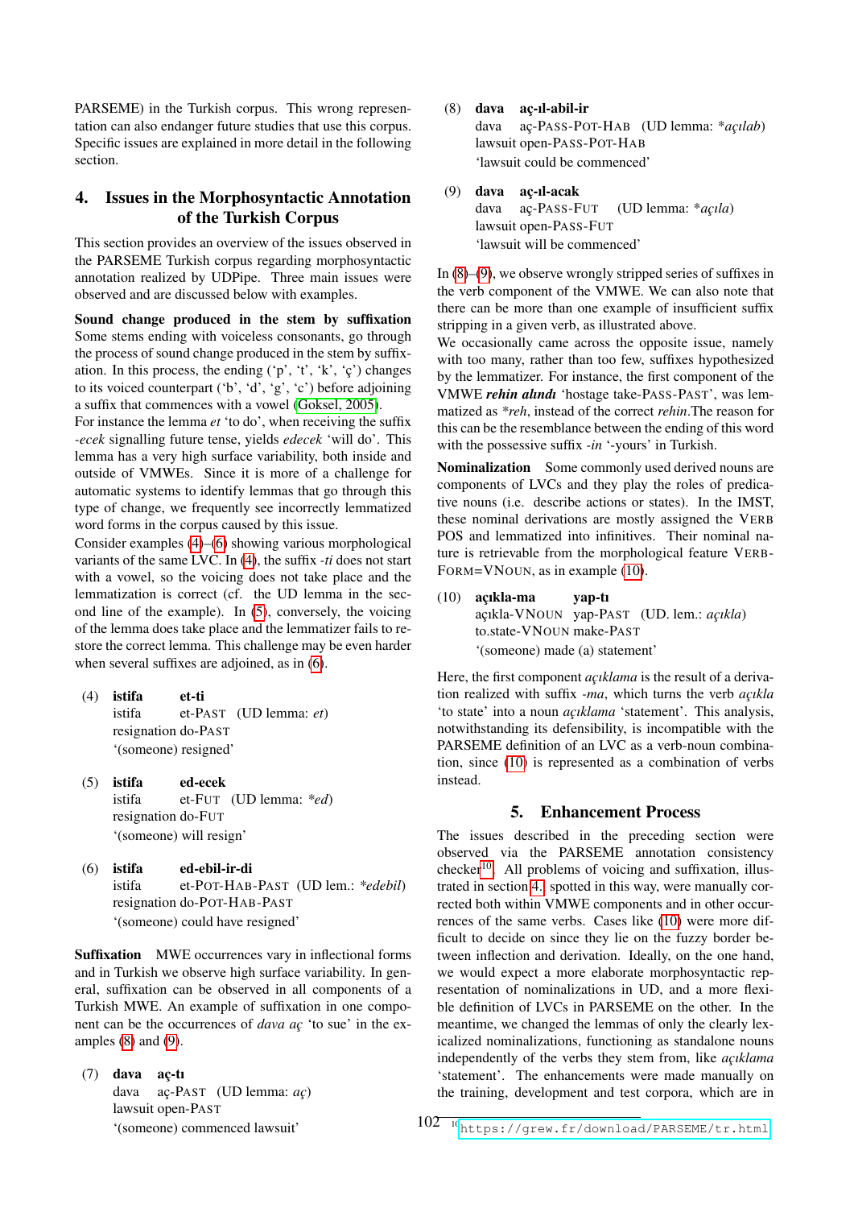PARSEME) in the Turkish corpus. This wrong representation can also endanger future studies that use this corpus. Specific issues are explained in more detail in the following section.

## 4. Issues in the Morphosyntactic Annotation of the Turkish Corpus

This section provides an overview of the issues observed in the PARSEME Turkish corpus regarding morphosyntactic annotation realized by UDPipe. Three main issues were observed and are discussed below with examples.

**Sound change produced in the stem by suffixation** Some stems ending with voiceless consonants, go through the process of sound change produced in the stem by suffixation. In this process, the ending ('p', 't', 'k', 'ç') changes to its voiced counterpart ('b', 'd', 'g', 'c') before adjoining a suffix that commences with a vowel (Goksel, 2005).

For instance the lemma *et* 'to do', when receiving the suffix *-ecek* signalling future tense, yields *edecek* 'will do'. This lemma has a very high surface variability, both inside and outside of VMWEs. Since it is more of a challenge for automatic systems to identify lemmas that go through this type of change, we frequently see incorrectly lemmatized word forms in the corpus caused by this issue.

Consider examples (4)–(6) showing various morphological variants of the same LVC. In (4), the suffix *-ti* does not start with a vowel, so the voicing does not take place and the lemmatization is correct (cf. the UD lemma in the second line of the example). In (5), conversely, the voicing of the lemma does take place and the lemmatizer fails to restore the correct lemma. This challenge may be even harder when several suffixes are adjoined, as in (6).

(4) **istifa** **et-ti**
istifa et-PAST (UD lemma: *et*)
resignation do-PAST
'(someone) resigned'

(5) **istifa** **ed-ecek**
istifa et-FUT (UD lemma: *\*ed*)
resignation do-FUT
'(someone) will resign'

(6) **istifa** **ed-ebil-ir-di**
istifa et-POT-HAB-PAST (UD lem.: *\*edebil*)
resignation do-POT-HAB-PAST
'(someone) could have resigned'

**Suffixation** MWE occurrences vary in inflectional forms and in Turkish we observe high surface variability. In general, suffixation can be observed in all components of a Turkish MWE. An example of suffixation in one component can be the occurrences of *dava aç* 'to sue' in the examples (8) and (9).

(7) **dava** **aç-tı**
dava aç-PAST (UD lemma: *aç*)
lawsuit open-PAST
'(someone) commenced lawsuit'

(8) **dava** **aç-ıl-abil-ir**
dava aç-PASS-POT-HAB (UD lemma: *\*açılab*)
lawsuit open-PASS-POT-HAB
'lawsuit could be commenced'

(9) **dava** **aç-ıl-acak**
dava aç-PASS-FUT (UD lemma: *\*açıla*)
lawsuit open-PASS-FUT
'lawsuit will be commenced'

In (8)–(9), we observe wrongly stripped series of suffixes in the verb component of the VMWE. We can also note that there can be more than one example of insufficient suffix stripping in a given verb, as illustrated above.

We occasionally came across the opposite issue, namely with too many, rather than too few, suffixes hypothesized by the lemmatizer. For instance, the first component of the VMWE ***rehin alındı*** 'hostage take-PASS-PAST', was lemmatized as *\*reh*, instead of the correct *rehin*.The reason for this can be the resemblance between the ending of this word with the possessive suffix *-in* '-yours' in Turkish.

**Nominalization** Some commonly used derived nouns are components of LVCs and they play the roles of predicative nouns (i.e. describe actions or states). In the IMST, these nominal derivations are mostly assigned the VERB POS and lemmatized into infinitives. Their nominal nature is retrievable from the morphological feature VERBFORM=VNOUN, as in example (10).

(10) **açıkla-ma** **yap-tı**
açıkla-VNOUN yap-PAST (UD. lem.: *açıkla*)
to.state-VNOUN make-PAST
'(someone) made (a) statement'

Here, the first component *açıklama* is the result of a derivation realized with suffix *-ma*, which turns the verb *açıkla* 'to state' into a noun *açıklama* 'statement'. This analysis, notwithstanding its defensibility, is incompatible with the PARSEME definition of an LVC as a verb-noun combination, since (10) is represented as a combination of verbs instead.

## 5. Enhancement Process

The issues described in the preceding section were observed via the PARSEME annotation consistency checker[10]. All problems of voicing and suffixation, illustrated in section 4., spotted in this way, were manually corrected both within VMWE components and in other occurrences of the same verbs. Cases like (10) were more difficult to decide on since they lie on the fuzzy border between inflection and derivation. Ideally, on the one hand, we would expect a more elaborate morphosyntactic representation of nominalizations in UD, and a more flexible definition of LVCs in PARSEME on the other. In the meantime, we changed the lemmas of only the clearly lexicalized nominalizations, functioning as standalone nouns independently of the verbs they stem from, like *açıklama* 'statement'. The enhancements were made manually on the training, development and test corpora, which are in

[10] https://grew.fr/download/PARSEME/tr.html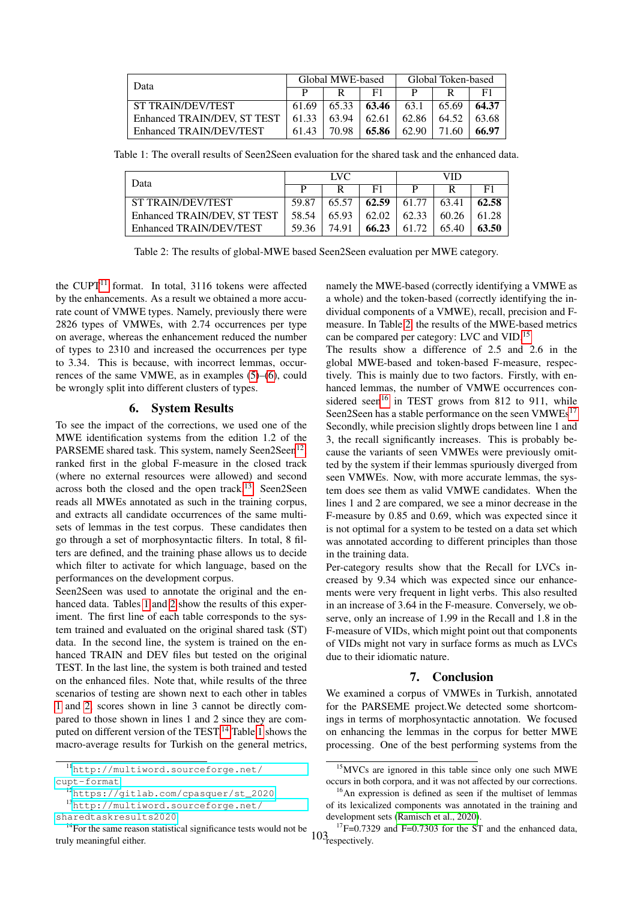| Data | Global MWE-based | | | Global Token-based | | |
|---|---|---|---|---|---|---|
| | P | R | F1 | P | R | F1 |
| ST TRAIN/DEV/TEST | 61.69 | 65.33 | **63.46** | 63.1 | 65.69 | **64.37** |
| Enhanced TRAIN/DEV, ST TEST | 61.33 | 63.94 | 62.61 | 62.86 | 64.52 | 63.68 |
| Enhanced TRAIN/DEV/TEST | 61.43 | 70.98 | **65.86** | 62.90 | 71.60 | **66.97** |

Table 1: The overall results of Seen2Seen evaluation for the shared task and the enhanced data.

| Data | LVC | | | VID | | |
|---|---|---|---|---|---|---|
| | P | R | F1 | P | R | F1 |
| ST TRAIN/DEV/TEST | 59.87 | 65.57 | **62.59** | 61.77 | 63.41 | **62.58** |
| Enhanced TRAIN/DEV, ST TEST | 58.54 | 65.93 | 62.02 | 62.33 | 60.26 | 61.28 |
| Enhanced TRAIN/DEV/TEST | 59.36 | 74.91 | **66.23** | 61.72 | 65.40 | **63.50** |

Table 2: The results of global-MWE based Seen2Seen evaluation per MWE category.

the CUPT[11] format. In total, 3116 tokens were affected by the enhancements. As a result we obtained a more accurate count of VMWE types. Namely, previously there were 2826 types of VMWEs, with 2.74 occurrences per type on average, whereas the enhancement reduced the number of types to 2310 and increased the occurrences per type to 3.34. This is because, with incorrect lemmas, occurrences of the same VMWE, as in examples (5)–(6), could be wrongly split into different clusters of types.

## 6. System Results

To see the impact of the corrections, we used one of the MWE identification systems from the edition 1.2 of the PARSEME shared task. This system, namely Seen2Seen[12], ranked first in the global F-measure in the closed track (where no external resources were allowed) and second across both the closed and the open track[13]. Seen2Seen reads all MWEs annotated as such in the training corpus, and extracts all candidate occurrences of the same multisets of lemmas in the test corpus. These candidates then go through a set of morphosyntactic filters. In total, 8 filters are defined, and the training phase allows us to decide which filter to activate for which language, based on the performances on the development corpus.

Seen2Seen was used to annotate the original and the enhanced data. Tables 1 and 2 show the results of this experiment. The first line of each table corresponds to the system trained and evaluated on the original shared task (ST) data. In the second line, the system is trained on the enhanced TRAIN and DEV files but tested on the original TEST. In the last line, the system is both trained and tested on the enhanced files. Note that, while results of the three scenarios of testing are shown next to each other in tables 1 and 2, scores shown in line 3 cannot be directly compared to those shown in lines 1 and 2 since they are computed on different version of the TEST.[14] Table 1 shows the macro-average results for Turkish on the general metrics, namely the MWE-based (correctly identifying a VMWE as a whole) and the token-based (correctly identifying the individual components of a VMWE), recall, precision and F-measure. In Table 2, the results of the MWE-based metrics can be compared per category: LVC and VID.[15]

The results show a difference of 2.5 and 2.6 in the global MWE-based and token-based F-measure, respectively. This is mainly due to two factors. Firstly, with enhanced lemmas, the number of VMWE occurrences considered seen[16] in TEST grows from 812 to 911, while Seen2Seen has a stable performance on the seen VMWEs.[17] Secondly, while precision slightly drops between line 1 and 3, the recall significantly increases. This is probably because the variants of seen VMWEs were previously omitted by the system if their lemmas spuriously diverged from seen VMWEs. Now, with more accurate lemmas, the system does see them as valid VMWE candidates. When the lines 1 and 2 are compared, we see a minor decrease in the F-measure by 0.85 and 0.69, which was expected since it is not optimal for a system to be tested on a data set which was annotated according to different principles than those in the training data.

Per-category results show that the Recall for LVCs increased by 9.34 which was expected since our enhancements were very frequent in light verbs. This also resulted in an increase of 3.64 in the F-measure. Conversely, we observe, only an increase of 1.99 in the Recall and 1.8 in the F-measure of VIDs, which might point out that components of VIDs might not vary in surface forms as much as LVCs due to their idiomatic nature.

## 7. Conclusion

We examined a corpus of VMWEs in Turkish, annotated for the PARSEME project.We detected some shortcomings in terms of morphosyntactic annotation. We focused on enhancing the lemmas in the corpus for better MWE processing. One of the best performing systems from the

[11] http://multiword.sourceforge.net/cupt-format

[12] https://gitlab.com/cpasquer/st_2020

[13] http://multiword.sourceforge.net/sharedtaskresults2020

[14] For the same reason statistical significance tests would not be truly meaningful either.

[15] MVCs are ignored in this table since only one such MWE occurs in both corpora, and it was not affected by our corrections.

[16] An expression is defined as seen if the multiset of lemmas of its lexicalized components was annotated in the training and development sets (Ramisch et al., 2020).

[17] F=0.7329 and F=0.7303 for the ST and the enhanced data, respectively.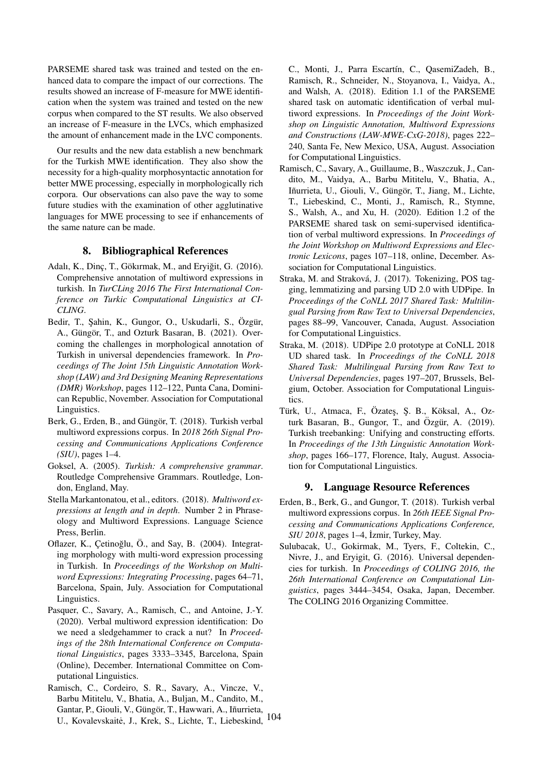PARSEME shared task was trained and tested on the enhanced data to compare the impact of our corrections. The results showed an increase of F-measure for MWE identification when the system was trained and tested on the new corpus when compared to the ST results. We also observed an increase of F-measure in the LVCs, which emphasized the amount of enhancement made in the LVC components.

Our results and the new data establish a new benchmark for the Turkish MWE identification. They also show the necessity for a high-quality morphosyntactic annotation for better MWE processing, especially in morphologically rich corpora. Our observations can also pave the way to some future studies with the examination of other agglutinative languages for MWE processing to see if enhancements of the same nature can be made.

## 8. Bibliographical References

Adalı, K., Dinç, T., Gökırmak, M., and Eryiğit, G. (2016). Comprehensive annotation of multiword expressions in turkish. In *TurCLing 2016 The First International Conference on Turkic Computational Linguistics at CICLING*.

Bedir, T., Şahin, K., Gungor, O., Uskudarli, S., Özgür, A., Güngör, T., and Ozturk Basaran, B. (2021). Overcoming the challenges in morphological annotation of Turkish in universal dependencies framework. In *Proceedings of The Joint 15th Linguistic Annotation Workshop (LAW) and 3rd Designing Meaning Representations (DMR) Workshop*, pages 112–122, Punta Cana, Dominican Republic, November. Association for Computational Linguistics.

Berk, G., Erden, B., and Güngör, T. (2018). Turkish verbal multiword expressions corpus. In *2018 26th Signal Processing and Communications Applications Conference (SIU)*, pages 1–4.

Goksel, A. (2005). *Turkish: A comprehensive grammar*. Routledge Comprehensive Grammars. Routledge, London, England, May.

Stella Markantonatou, et al., editors. (2018). *Multiword expressions at length and in depth*. Number 2 in Phraseology and Multiword Expressions. Language Science Press, Berlin.

Oflazer, K., Çetinoğlu, Ö., and Say, B. (2004). Integrating morphology with multi-word expression processing in Turkish. In *Proceedings of the Workshop on Multiword Expressions: Integrating Processing*, pages 64–71, Barcelona, Spain, July. Association for Computational Linguistics.

Pasquer, C., Savary, A., Ramisch, C., and Antoine, J.-Y. (2020). Verbal multiword expression identification: Do we need a sledgehammer to crack a nut? In *Proceedings of the 28th International Conference on Computational Linguistics*, pages 3333–3345, Barcelona, Spain (Online), December. International Committee on Computational Linguistics.

Ramisch, C., Cordeiro, S. R., Savary, A., Vincze, V., Barbu Mititelu, V., Bhatia, A., Buljan, M., Candito, M., Gantar, P., Giouli, V., Güngör, T., Hawwari, A., Iñurrieta, U., Kovalevskaitė, J., Krek, S., Lichte, T., Liebeskind, C., Monti, J., Parra Escartín, C., QasemiZadeh, B., Ramisch, R., Schneider, N., Stoyanova, I., Vaidya, A., and Walsh, A. (2018). Edition 1.1 of the PARSEME shared task on automatic identification of verbal multiword expressions. In *Proceedings of the Joint Workshop on Linguistic Annotation, Multiword Expressions and Constructions (LAW-MWE-CxG-2018)*, pages 222–240, Santa Fe, New Mexico, USA, August. Association for Computational Linguistics.

Ramisch, C., Savary, A., Guillaume, B., Waszczuk, J., Candito, M., Vaidya, A., Barbu Mititelu, V., Bhatia, A., Iñurrieta, U., Giouli, V., Güngör, T., Jiang, M., Lichte, T., Liebeskind, C., Monti, J., Ramisch, R., Stymne, S., Walsh, A., and Xu, H. (2020). Edition 1.2 of the PARSEME shared task on semi-supervised identification of verbal multiword expressions. In *Proceedings of the Joint Workshop on Multiword Expressions and Electronic Lexicons*, pages 107–118, online, December. Association for Computational Linguistics.

Straka, M. and Straková, J. (2017). Tokenizing, POS tagging, lemmatizing and parsing UD 2.0 with UDPipe. In *Proceedings of the CoNLL 2017 Shared Task: Multilingual Parsing from Raw Text to Universal Dependencies*, pages 88–99, Vancouver, Canada, August. Association for Computational Linguistics.

Straka, M. (2018). UDPipe 2.0 prototype at CoNLL 2018 UD shared task. In *Proceedings of the CoNLL 2018 Shared Task: Multilingual Parsing from Raw Text to Universal Dependencies*, pages 197–207, Brussels, Belgium, October. Association for Computational Linguistics.

Türk, U., Atmaca, F., Özateş, Ş. B., Köksal, A., Ozturk Basaran, B., Gungor, T., and Özgür, A. (2019). Turkish treebanking: Unifying and constructing efforts. In *Proceedings of the 13th Linguistic Annotation Workshop*, pages 166–177, Florence, Italy, August. Association for Computational Linguistics.

## 9. Language Resource References

Erden, B., Berk, G., and Gungor, T. (2018). Turkish verbal multiword expressions corpus. In *26th IEEE Signal Processing and Communications Applications Conference, SIU 2018*, pages 1–4, İzmir, Turkey, May.

Sulubacak, U., Gokirmak, M., Tyers, F., Coltekin, C., Nivre, J., and Eryigit, G. (2016). Universal dependencies for turkish. In *Proceedings of COLING 2016, the 26th International Conference on Computational Linguistics*, pages 3444–3454, Osaka, Japan, December. The COLING 2016 Organizing Committee.